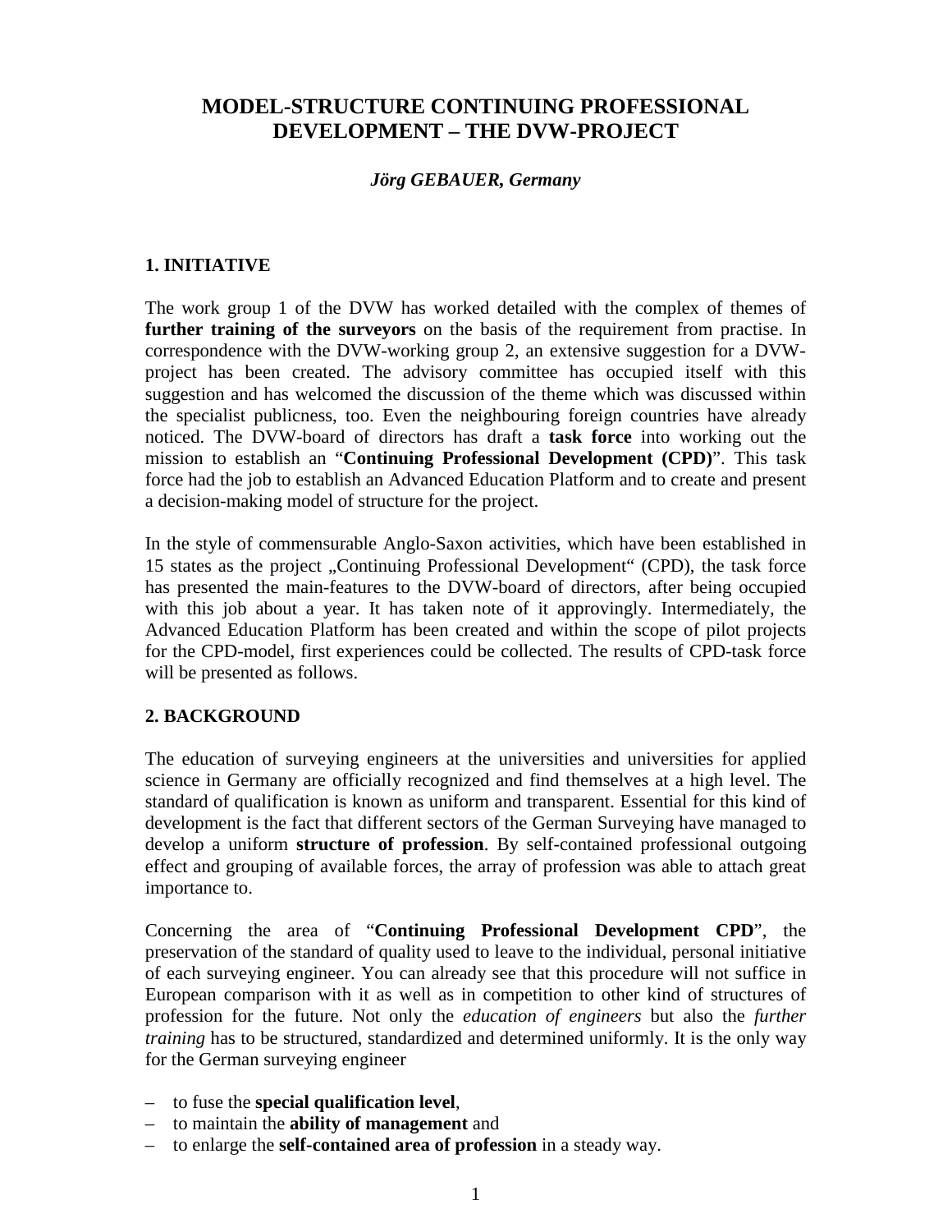# MODEL-STRUCTURE CONTINUING PROFESSIONAL DEVELOPMENT – THE DVW-PROJECT

***Jörg GEBAUER, Germany***

## 1. INITIATIVE

The work group 1 of the DVW has worked detailed with the complex of themes of **further training of the surveyors** on the basis of the requirement from practise. In correspondence with the DVW-working group 2, an extensive suggestion for a DVW-project has been created. The advisory committee has occupied itself with this suggestion and has welcomed the discussion of the theme which was discussed within the specialist publicness, too. Even the neighbouring foreign countries have already noticed. The DVW-board of directors has draft a **task force** into working out the mission to establish an "**Continuing Professional Development (CPD)**". This task force had the job to establish an Advanced Education Platform and to create and present a decision-making model of structure for the project.

In the style of commensurable Anglo-Saxon activities, which have been established in 15 states as the project „Continuing Professional Development" (CPD), the task force has presented the main-features to the DVW-board of directors, after being occupied with this job about a year. It has taken note of it approvingly. Intermediately, the Advanced Education Platform has been created and within the scope of pilot projects for the CPD-model, first experiences could be collected. The results of CPD-task force will be presented as follows.

## 2. BACKGROUND

The education of surveying engineers at the universities and universities for applied science in Germany are officially recognized and find themselves at a high level. The standard of qualification is known as uniform and transparent. Essential for this kind of development is the fact that different sectors of the German Surveying have managed to develop a uniform **structure of profession**. By self-contained professional outgoing effect and grouping of available forces, the array of profession was able to attach great importance to.

Concerning the area of "**Continuing Professional Development CPD**", the preservation of the standard of quality used to leave to the individual, personal initiative of each surveying engineer. You can already see that this procedure will not suffice in European comparison with it as well as in competition to other kind of structures of profession for the future. Not only the *education of engineers* but also the *further training* has to be structured, standardized and determined uniformly. It is the only way for the German surveying engineer

- to fuse the **special qualification level**,
- to maintain the **ability of management** and
- to enlarge the **self-contained area of profession** in a steady way.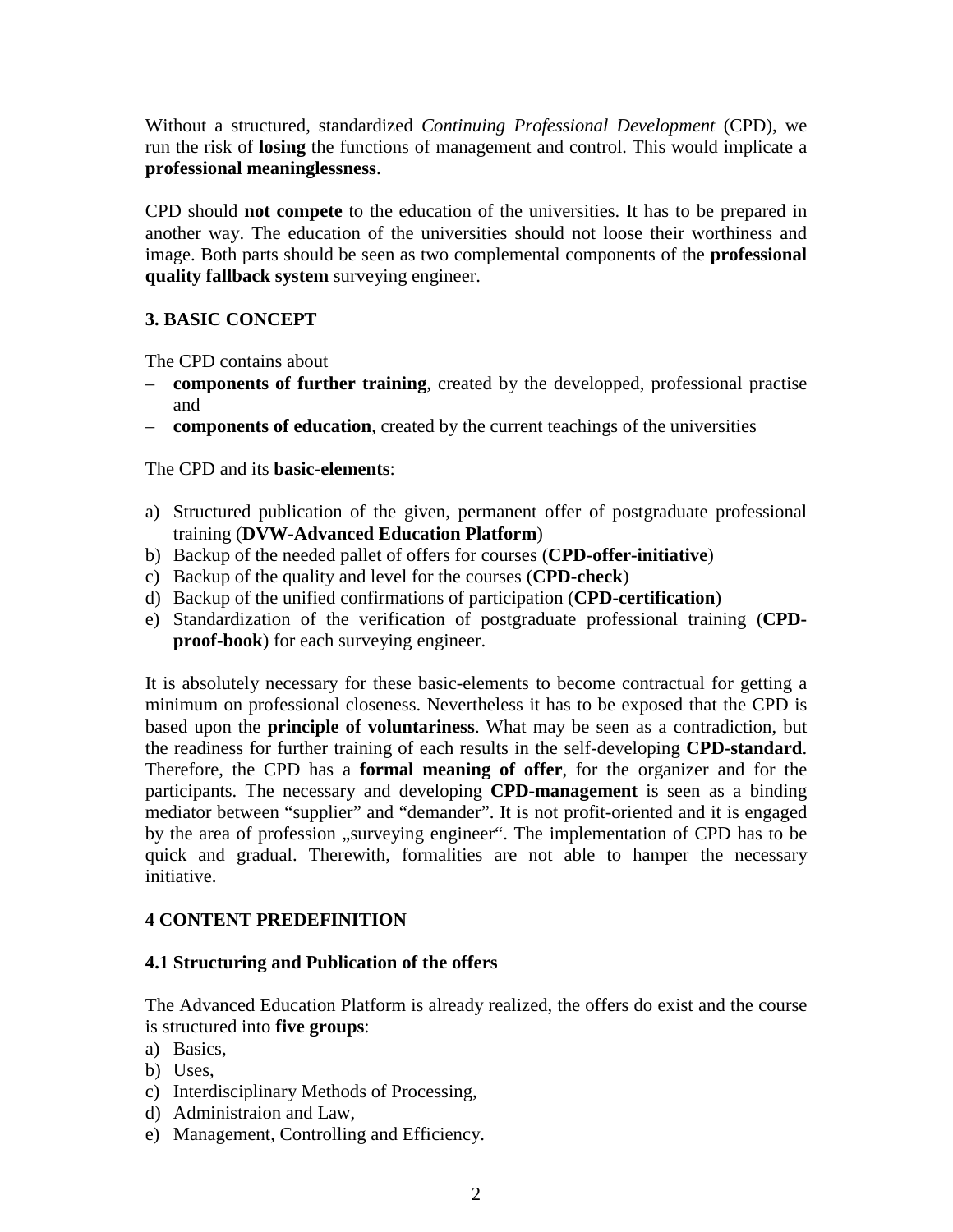Without a structured, standardized *Continuing Professional Development* (CPD), we run the risk of **losing** the functions of management and control. This would implicate a **professional meaninglessness**.

CPD should **not compete** to the education of the universities. It has to be prepared in another way. The education of the universities should not loose their worthiness and image. Both parts should be seen as two complemental components of the **professional quality fallback system** surveying engineer.

## 3. BASIC CONCEPT

The CPD contains about

– **components of further training**, created by the developped, professional practise and
– **components of education**, created by the current teachings of the universities

The CPD and its **basic-elements**:

a) Structured publication of the given, permanent offer of postgraduate professional training (**DVW-Advanced Education Platform**)
b) Backup of the needed pallet of offers for courses (**CPD-offer-initiative**)
c) Backup of the quality and level for the courses (**CPD-check**)
d) Backup of the unified confirmations of participation (**CPD-certification**)
e) Standardization of the verification of postgraduate professional training (**CPD-proof-book**) for each surveying engineer.

It is absolutely necessary for these basic-elements to become contractual for getting a minimum on professional closeness. Nevertheless it has to be exposed that the CPD is based upon the **principle of voluntariness**. What may be seen as a contradiction, but the readiness for further training of each results in the self-developing **CPD-standard**. Therefore, the CPD has a **formal meaning of offer**, for the organizer and for the participants. The necessary and developing **CPD-management** is seen as a binding mediator between "supplier" and "demander". It is not profit-oriented and it is engaged by the area of profession „surveying engineer". The implementation of CPD has to be quick and gradual. Therewith, formalities are not able to hamper the necessary initiative.

## 4 CONTENT PREDEFINITION

### 4.1 Structuring and Publication of the offers

The Advanced Education Platform is already realized, the offers do exist and the course is structured into **five groups**:

a) Basics,
b) Uses,
c) Interdisciplinary Methods of Processing,
d) Administraion and Law,
e) Management, Controlling and Efficiency.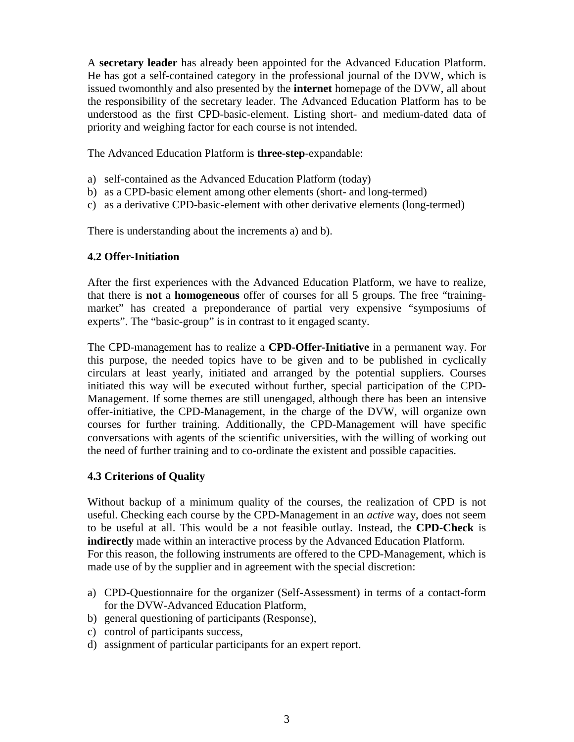A **secretary leader** has already been appointed for the Advanced Education Platform. He has got a self-contained category in the professional journal of the DVW, which is issued twomonthly and also presented by the **internet** homepage of the DVW, all about the responsibility of the secretary leader. The Advanced Education Platform has to be understood as the first CPD-basic-element. Listing short- and medium-dated data of priority and weighing factor for each course is not intended.

The Advanced Education Platform is **three-step**-expandable:

a) self-contained as the Advanced Education Platform (today)
b) as a CPD-basic element among other elements (short- and long-termed)
c) as a derivative CPD-basic-element with other derivative elements (long-termed)

There is understanding about the increments a) and b).

### 4.2 Offer-Initiation

After the first experiences with the Advanced Education Platform, we have to realize, that there is **not** a **homogeneous** offer of courses for all 5 groups. The free "training-market" has created a preponderance of partial very expensive "symposiums of experts". The "basic-group" is in contrast to it engaged scanty.

The CPD-management has to realize a **CPD-Offer-Initiative** in a permanent way. For this purpose, the needed topics have to be given and to be published in cyclically circulars at least yearly, initiated and arranged by the potential suppliers. Courses initiated this way will be executed without further, special participation of the CPD-Management. If some themes are still unengaged, although there has been an intensive offer-initiative, the CPD-Management, in the charge of the DVW, will organize own courses for further training. Additionally, the CPD-Management will have specific conversations with agents of the scientific universities, with the willing of working out the need of further training and to co-ordinate the existent and possible capacities.

### 4.3 Criterions of Quality

Without backup of a minimum quality of the courses, the realization of CPD is not useful. Checking each course by the CPD-Management in an *active* way, does not seem to be useful at all. This would be a not feasible outlay. Instead, the **CPD-Check** is **indirectly** made within an interactive process by the Advanced Education Platform.
For this reason, the following instruments are offered to the CPD-Management, which is made use of by the supplier and in agreement with the special discretion:

a) CPD-Questionnaire for the organizer (Self-Assessment) in terms of a contact-form for the DVW-Advanced Education Platform,
b) general questioning of participants (Response),
c) control of participants success,
d) assignment of particular participants for an expert report.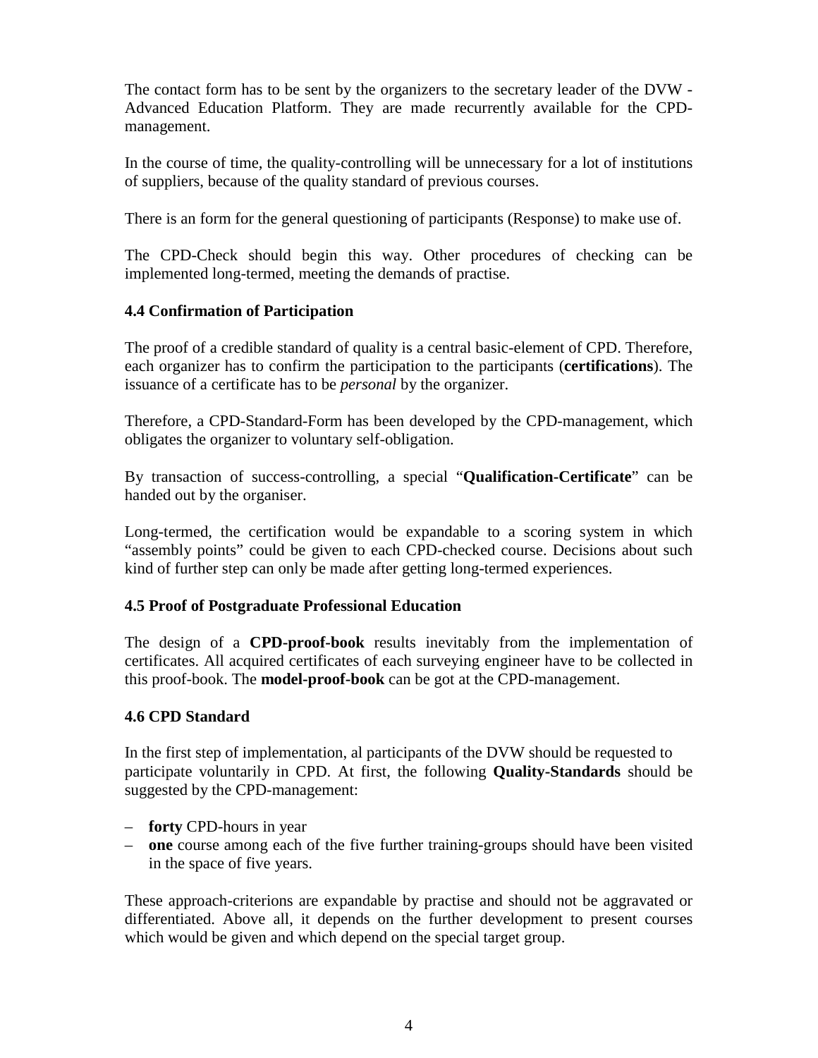The contact form has to be sent by the organizers to the secretary leader of the DVW - Advanced Education Platform. They are made recurrently available for the CPD-management.

In the course of time, the quality-controlling will be unnecessary for a lot of institutions of suppliers, because of the quality standard of previous courses.

There is an form for the general questioning of participants (Response) to make use of.

The CPD-Check should begin this way. Other procedures of checking can be implemented long-termed, meeting the demands of practise.

### 4.4 Confirmation of Participation

The proof of a credible standard of quality is a central basic-element of CPD. Therefore, each organizer has to confirm the participation to the participants (**certifications**). The issuance of a certificate has to be *personal* by the organizer.

Therefore, a CPD-Standard-Form has been developed by the CPD-management, which obligates the organizer to voluntary self-obligation.

By transaction of success-controlling, a special "**Qualification-Certificate**" can be handed out by the organiser.

Long-termed, the certification would be expandable to a scoring system in which "assembly points" could be given to each CPD-checked course. Decisions about such kind of further step can only be made after getting long-termed experiences.

### 4.5 Proof of Postgraduate Professional Education

The design of a **CPD-proof-book** results inevitably from the implementation of certificates. All acquired certificates of each surveying engineer have to be collected in this proof-book. The **model-proof-book** can be got at the CPD-management.

### 4.6 CPD Standard

In the first step of implementation, al participants of the DVW should be requested to participate voluntarily in CPD. At first, the following **Quality-Standards** should be suggested by the CPD-management:

- **forty** CPD-hours in year
- **one** course among each of the five further training-groups should have been visited in the space of five years.

These approach-criterions are expandable by practise and should not be aggravated or differentiated. Above all, it depends on the further development to present courses which would be given and which depend on the special target group.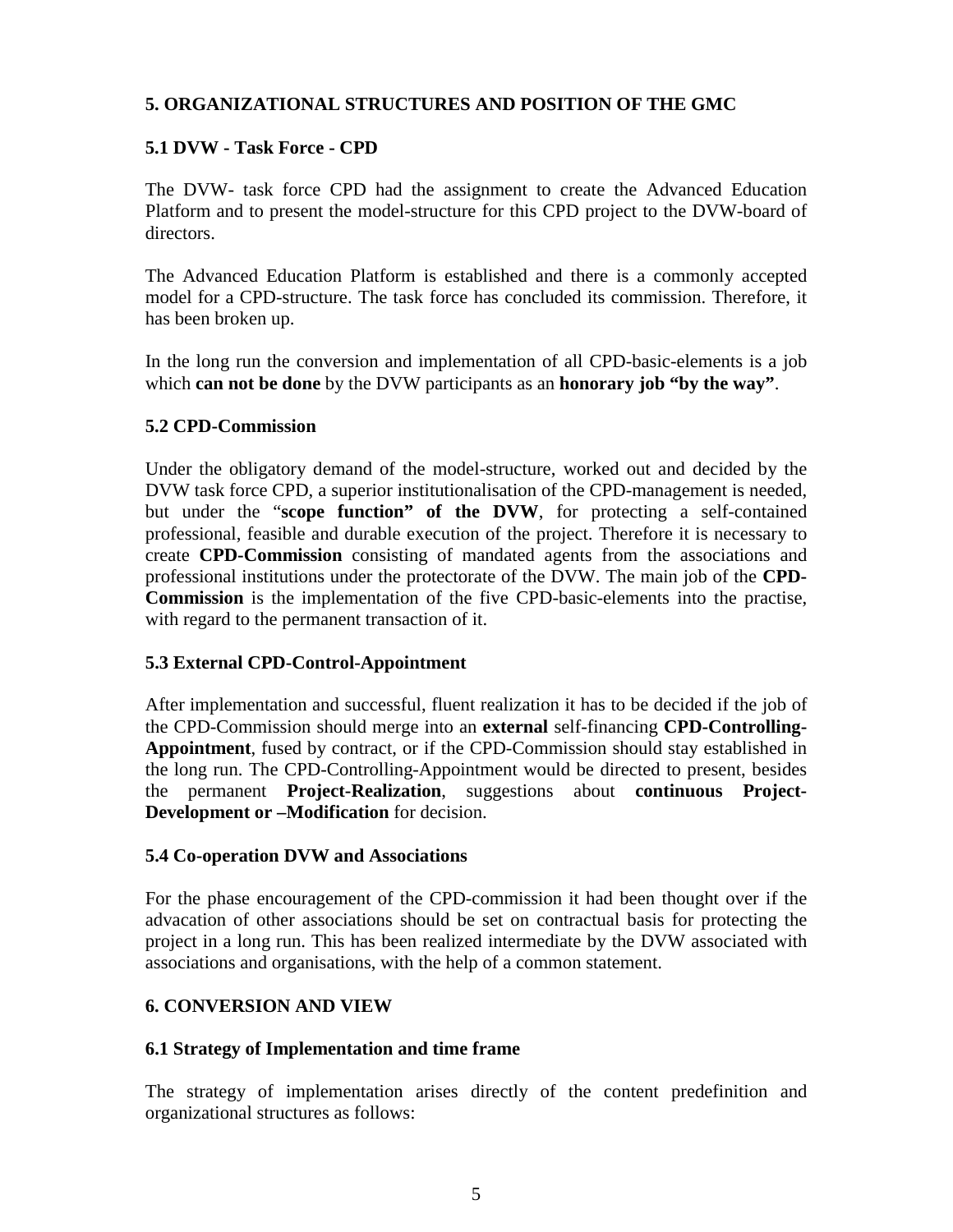## 5. ORGANIZATIONAL STRUCTURES AND POSITION OF THE GMC

### 5.1 DVW - Task Force - CPD

The DVW- task force CPD had the assignment to create the Advanced Education Platform and to present the model-structure for this CPD project to the DVW-board of directors.

The Advanced Education Platform is established and there is a commonly accepted model for a CPD-structure. The task force has concluded its commission. Therefore, it has been broken up.

In the long run the conversion and implementation of all CPD-basic-elements is a job which **can not be done** by the DVW participants as an **honorary job "by the way"**.

### 5.2 CPD-Commission

Under the obligatory demand of the model-structure, worked out and decided by the DVW task force CPD, a superior institutionalisation of the CPD-management is needed, but under the "**scope function" of the DVW**, for protecting a self-contained professional, feasible and durable execution of the project. Therefore it is necessary to create **CPD-Commission** consisting of mandated agents from the associations and professional institutions under the protectorate of the DVW. The main job of the **CPD-Commission** is the implementation of the five CPD-basic-elements into the practise, with regard to the permanent transaction of it.

### 5.3 External CPD-Control-Appointment

After implementation and successful, fluent realization it has to be decided if the job of the CPD-Commission should merge into an **external** self-financing **CPD-Controlling-Appointment**, fused by contract, or if the CPD-Commission should stay established in the long run. The CPD-Controlling-Appointment would be directed to present, besides the permanent **Project-Realization**, suggestions about **continuous Project-Development or –Modification** for decision.

### 5.4 Co-operation DVW and Associations

For the phase encouragement of the CPD-commission it had been thought over if the advacation of other associations should be set on contractual basis for protecting the project in a long run. This has been realized intermediate by the DVW associated with associations and organisations, with the help of a common statement.

## 6. CONVERSION AND VIEW

### 6.1 Strategy of Implementation and time frame

The strategy of implementation arises directly of the content predefinition and organizational structures as follows: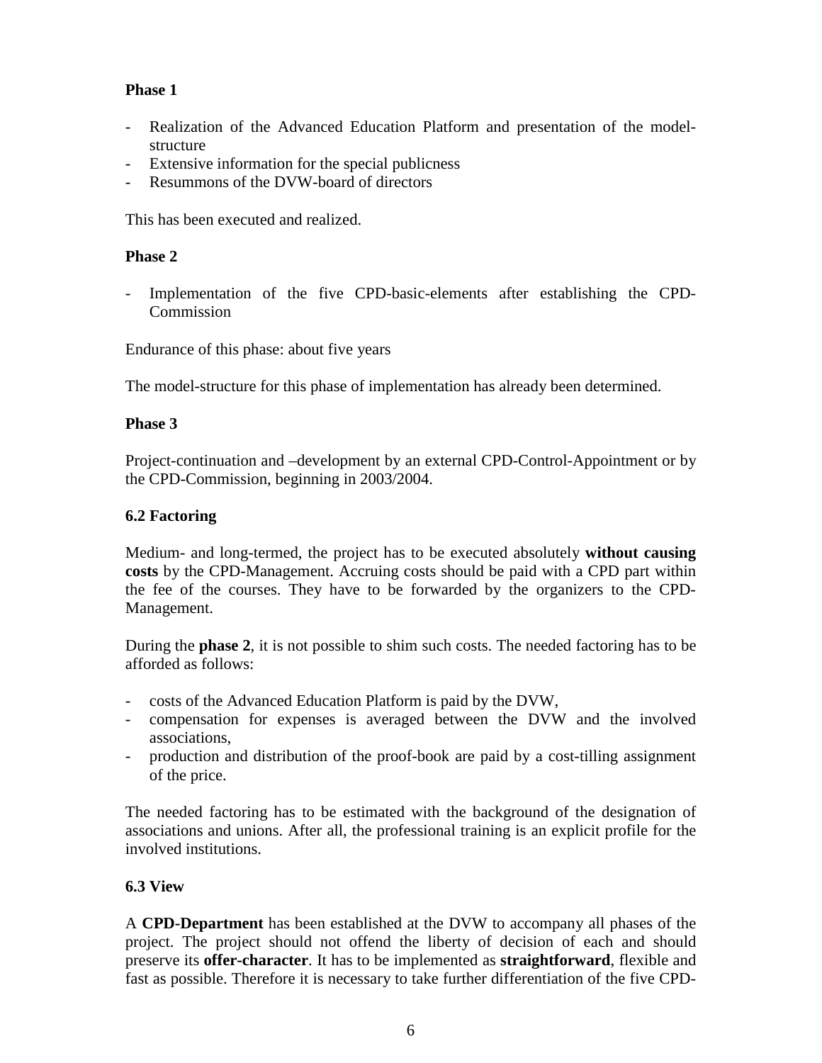**Phase 1**

- Realization of the Advanced Education Platform and presentation of the model-structure
- Extensive information for the special publicness
- Resummons of the DVW-board of directors

This has been executed and realized.

**Phase 2**

- Implementation of the five CPD-basic-elements after establishing the CPD-Commission

Endurance of this phase: about five years

The model-structure for this phase of implementation has already been determined.

**Phase 3**

Project-continuation and –development by an external CPD-Control-Appointment or by the CPD-Commission, beginning in 2003/2004.

### 6.2 Factoring

Medium- and long-termed, the project has to be executed absolutely **without causing costs** by the CPD-Management. Accruing costs should be paid with a CPD part within the fee of the courses. They have to be forwarded by the organizers to the CPD-Management.

During the **phase 2**, it is not possible to shim such costs. The needed factoring has to be afforded as follows:

- costs of the Advanced Education Platform is paid by the DVW,
- compensation for expenses is averaged between the DVW and the involved associations,
- production and distribution of the proof-book are paid by a cost-tilling assignment of the price.

The needed factoring has to be estimated with the background of the designation of associations and unions. After all, the professional training is an explicit profile for the involved institutions.

### 6.3 View

A **CPD-Department** has been established at the DVW to accompany all phases of the project. The project should not offend the liberty of decision of each and should preserve its **offer-character**. It has to be implemented as **straightforward**, flexible and fast as possible. Therefore it is necessary to take further differentiation of the five CPD-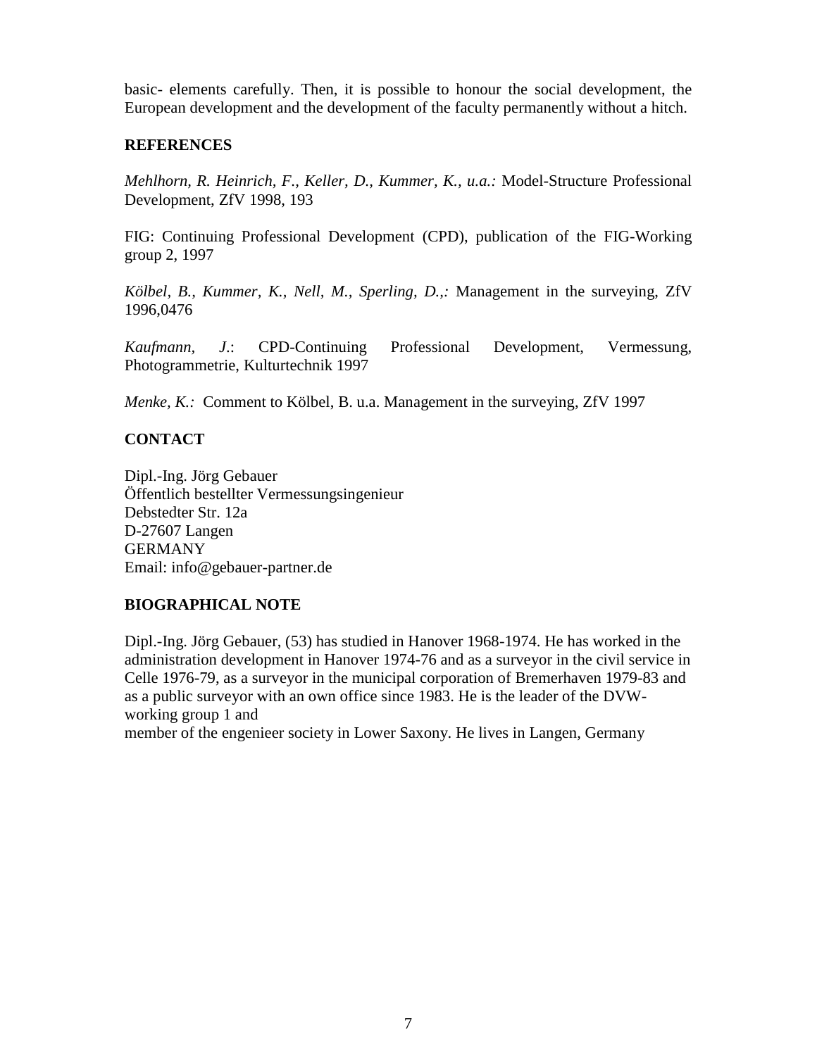basic- elements carefully. Then, it is possible to honour the social development, the European development and the development of the faculty permanently without a hitch.

## REFERENCES

*Mehlhorn, R. Heinrich, F., Keller, D., Kummer, K., u.a.:* Model-Structure Professional Development, ZfV 1998, 193

FIG: Continuing Professional Development (CPD), publication of the FIG-Working group 2, 1997

*Kölbel, B., Kummer, K., Nell, M., Sperling, D.,:* Management in the surveying, ZfV 1996,0476

*Kaufmann, J.*: CPD-Continuing Professional Development, Vermessung, Photogrammetrie, Kulturtechnik 1997

*Menke, K.:* Comment to Kölbel, B. u.a. Management in the surveying, ZfV 1997

## CONTACT

Dipl.-Ing. Jörg Gebauer  
Öffentlich bestellter Vermessungsingenieur  
Debstedter Str. 12a  
D-27607 Langen  
GERMANY  
Email: info@gebauer-partner.de

## BIOGRAPHICAL NOTE

Dipl.-Ing. Jörg Gebauer, (53) has studied in Hanover 1968-1974. He has worked in the administration development in Hanover 1974-76 and as a surveyor in the civil service in Celle 1976-79, as a surveyor in the municipal corporation of Bremerhaven 1979-83 and as a public surveyor with an own office since 1983. He is the leader of the DVW-working group 1 and
member of the engenieer society in Lower Saxony. He lives in Langen, Germany